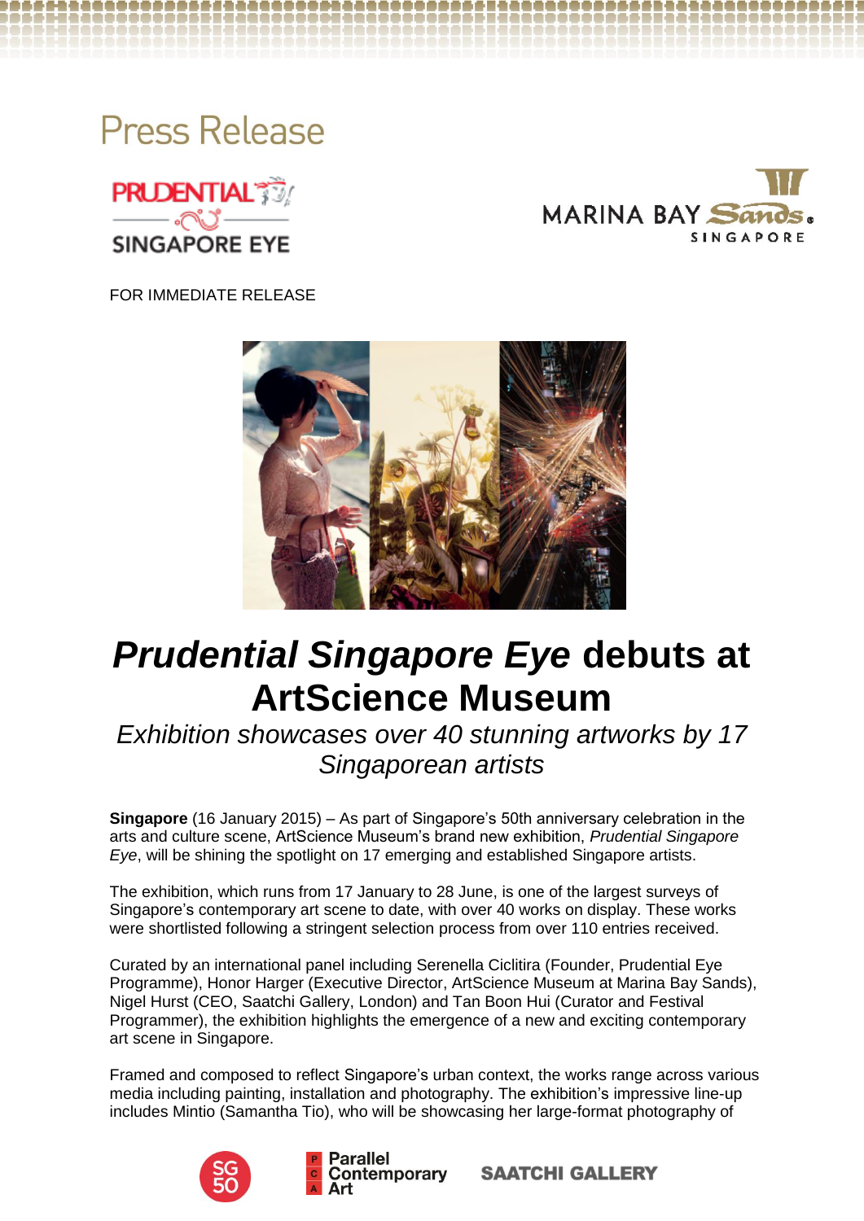Press Release

FOR IMMEDIATE RELEASE

# ***Prudential Singapore Eye*** **debuts at ArtScience Museum**

*Exhibition showcases over 40 stunning artworks by 17 Singaporean artists*

**Singapore** (16 January 2015) – As part of Singapore's 50th anniversary celebration in the arts and culture scene, ArtScience Museum's brand new exhibition, *Prudential Singapore Eye*, will be shining the spotlight on 17 emerging and established Singapore artists.

The exhibition, which runs from 17 January to 28 June, is one of the largest surveys of Singapore's contemporary art scene to date, with over 40 works on display. These works were shortlisted following a stringent selection process from over 110 entries received.

Curated by an international panel including Serenella Ciclitira (Founder, Prudential Eye Programme), Honor Harger (Executive Director, ArtScience Museum at Marina Bay Sands), Nigel Hurst (CEO, Saatchi Gallery, London) and Tan Boon Hui (Curator and Festival Programmer), the exhibition highlights the emergence of a new and exciting contemporary art scene in Singapore.

Framed and composed to reflect Singapore's urban context, the works range across various media including painting, installation and photography. The exhibition's impressive line-up includes Mintio (Samantha Tio), who will be showcasing her large-format photography of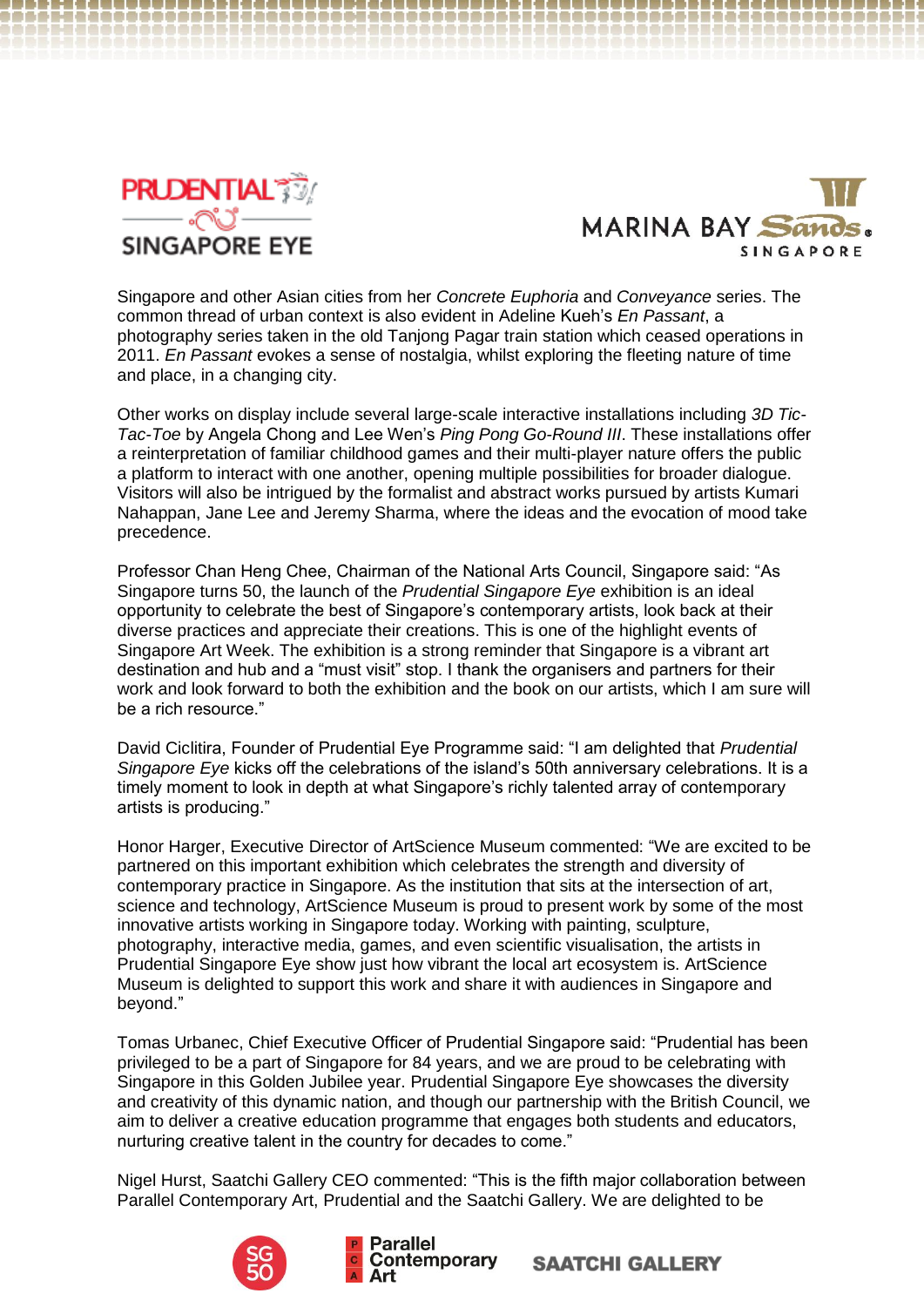Singapore and other Asian cities from her *Concrete Euphoria* and *Conveyance* series. The common thread of urban context is also evident in Adeline Kueh's *En Passant*, a photography series taken in the old Tanjong Pagar train station which ceased operations in 2011. *En Passant* evokes a sense of nostalgia, whilst exploring the fleeting nature of time and place, in a changing city.

Other works on display include several large-scale interactive installations including *3D Tic-Tac-Toe* by Angela Chong and Lee Wen's *Ping Pong Go-Round III*. These installations offer a reinterpretation of familiar childhood games and their multi-player nature offers the public a platform to interact with one another, opening multiple possibilities for broader dialogue. Visitors will also be intrigued by the formalist and abstract works pursued by artists Kumari Nahappan, Jane Lee and Jeremy Sharma, where the ideas and the evocation of mood take precedence.

Professor Chan Heng Chee, Chairman of the National Arts Council, Singapore said: "As Singapore turns 50, the launch of the *Prudential Singapore Eye* exhibition is an ideal opportunity to celebrate the best of Singapore's contemporary artists, look back at their diverse practices and appreciate their creations. This is one of the highlight events of Singapore Art Week. The exhibition is a strong reminder that Singapore is a vibrant art destination and hub and a "must visit" stop. I thank the organisers and partners for their work and look forward to both the exhibition and the book on our artists, which I am sure will be a rich resource."

David Ciclitira, Founder of Prudential Eye Programme said: "I am delighted that *Prudential Singapore Eye* kicks off the celebrations of the island's 50th anniversary celebrations. It is a timely moment to look in depth at what Singapore's richly talented array of contemporary artists is producing."

Honor Harger, Executive Director of ArtScience Museum commented: "We are excited to be partnered on this important exhibition which celebrates the strength and diversity of contemporary practice in Singapore. As the institution that sits at the intersection of art, science and technology, ArtScience Museum is proud to present work by some of the most innovative artists working in Singapore today. Working with painting, sculpture, photography, interactive media, games, and even scientific visualisation, the artists in Prudential Singapore Eye show just how vibrant the local art ecosystem is. ArtScience Museum is delighted to support this work and share it with audiences in Singapore and beyond."

Tomas Urbanec, Chief Executive Officer of Prudential Singapore said: "Prudential has been privileged to be a part of Singapore for 84 years, and we are proud to be celebrating with Singapore in this Golden Jubilee year. Prudential Singapore Eye showcases the diversity and creativity of this dynamic nation, and though our partnership with the British Council, we aim to deliver a creative education programme that engages both students and educators, nurturing creative talent in the country for decades to come."

Nigel Hurst, Saatchi Gallery CEO commented: "This is the fifth major collaboration between Parallel Contemporary Art, Prudential and the Saatchi Gallery. We are delighted to be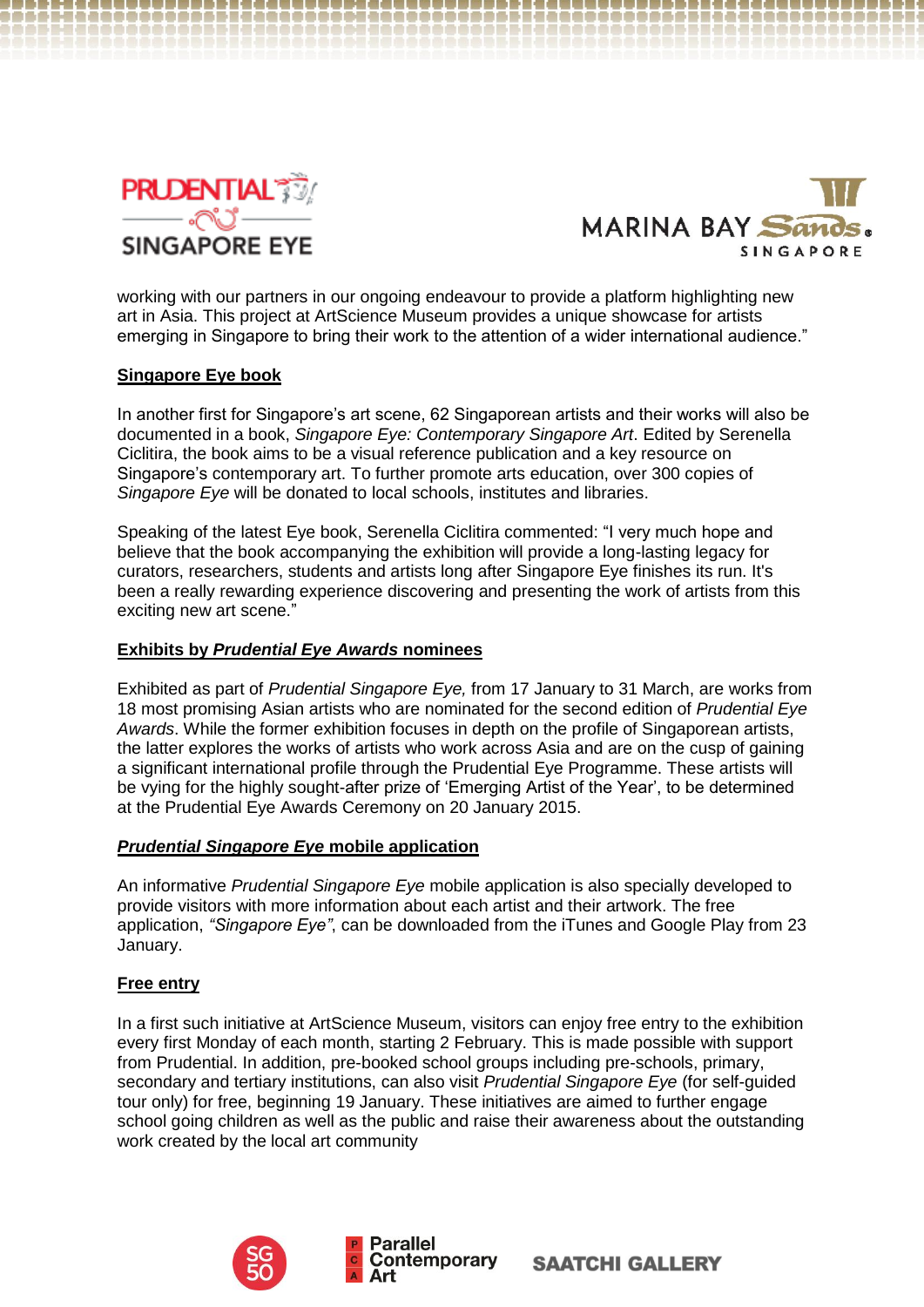working with our partners in our ongoing endeavour to provide a platform highlighting new art in Asia. This project at ArtScience Museum provides a unique showcase for artists emerging in Singapore to bring their work to the attention of a wider international audience."

**Singapore Eye book**

In another first for Singapore's art scene, 62 Singaporean artists and their works will also be documented in a book, *Singapore Eye: Contemporary Singapore Art*. Edited by Serenella Ciclitira, the book aims to be a visual reference publication and a key resource on Singapore's contemporary art. To further promote arts education, over 300 copies of *Singapore Eye* will be donated to local schools, institutes and libraries.

Speaking of the latest Eye book, Serenella Ciclitira commented: "I very much hope and believe that the book accompanying the exhibition will provide a long-lasting legacy for curators, researchers, students and artists long after Singapore Eye finishes its run. It's been a really rewarding experience discovering and presenting the work of artists from this exciting new art scene."

**Exhibits by *Prudential Eye Awards* nominees**

Exhibited as part of *Prudential Singapore Eye,* from 17 January to 31 March, are works from 18 most promising Asian artists who are nominated for the second edition of *Prudential Eye Awards*. While the former exhibition focuses in depth on the profile of Singaporean artists, the latter explores the works of artists who work across Asia and are on the cusp of gaining a significant international profile through the Prudential Eye Programme. These artists will be vying for the highly sought-after prize of 'Emerging Artist of the Year', to be determined at the Prudential Eye Awards Ceremony on 20 January 2015.

***Prudential Singapore Eye* mobile application**

An informative *Prudential Singapore Eye* mobile application is also specially developed to provide visitors with more information about each artist and their artwork. The free application, *"Singapore Eye"*, can be downloaded from the iTunes and Google Play from 23 January.

**Free entry**

In a first such initiative at ArtScience Museum, visitors can enjoy free entry to the exhibition every first Monday of each month, starting 2 February. This is made possible with support from Prudential. In addition, pre-booked school groups including pre-schools, primary, secondary and tertiary institutions, can also visit *Prudential Singapore Eye* (for self-guided tour only) for free, beginning 19 January. These initiatives are aimed to further engage school going children as well as the public and raise their awareness about the outstanding work created by the local art community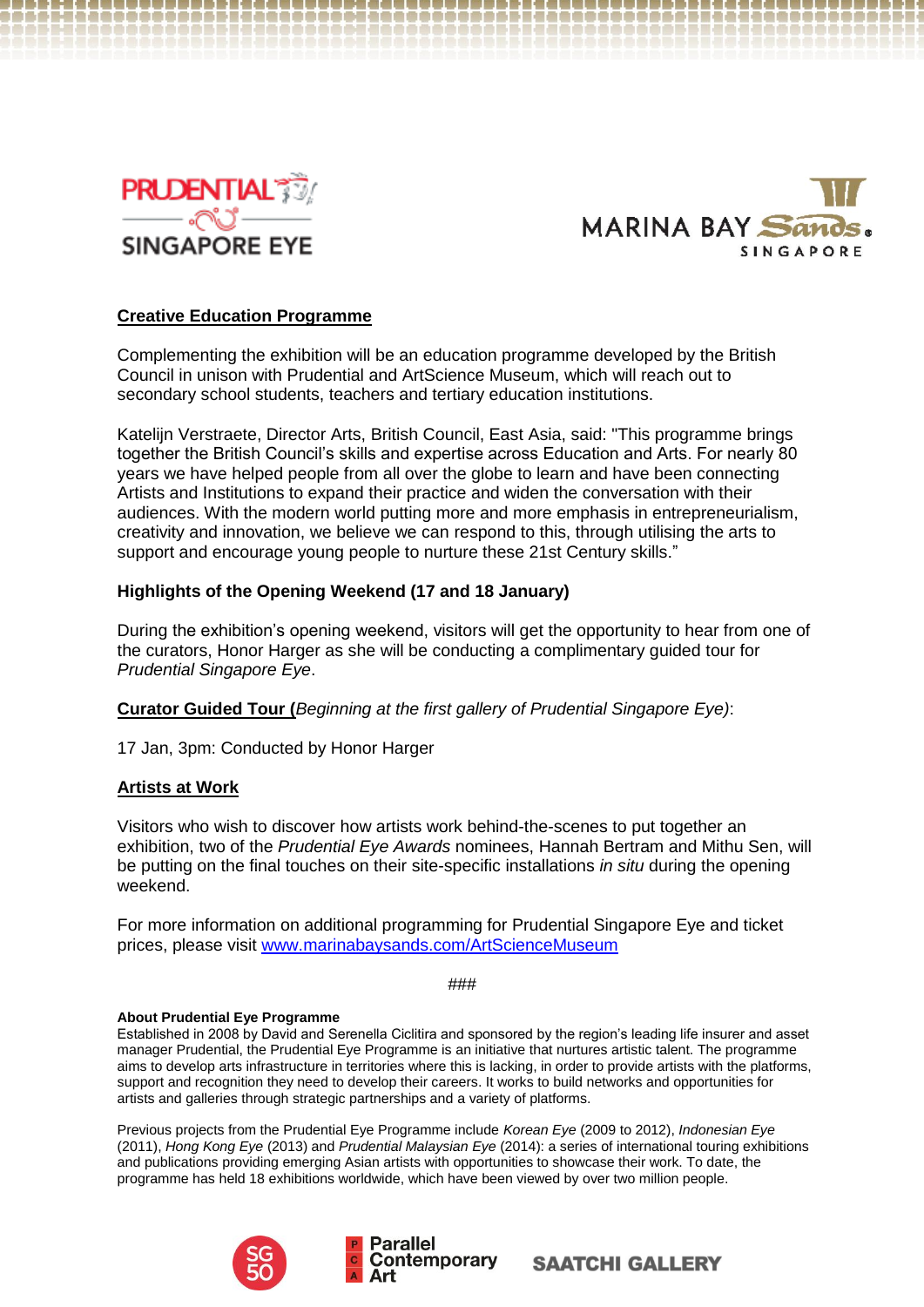**Creative Education Programme**

Complementing the exhibition will be an education programme developed by the British Council in unison with Prudential and ArtScience Museum, which will reach out to secondary school students, teachers and tertiary education institutions.

Katelijn Verstraete, Director Arts, British Council, East Asia, said: "This programme brings together the British Council's skills and expertise across Education and Arts. For nearly 80 years we have helped people from all over the globe to learn and have been connecting Artists and Institutions to expand their practice and widen the conversation with their audiences. With the modern world putting more and more emphasis in entrepreneurialism, creativity and innovation, we believe we can respond to this, through utilising the arts to support and encourage young people to nurture these 21st Century skills."

**Highlights of the Opening Weekend (17 and 18 January)**

During the exhibition's opening weekend, visitors will get the opportunity to hear from one of the curators, Honor Harger as she will be conducting a complimentary guided tour for *Prudential Singapore Eye*.

**Curator Guided Tour (***Beginning at the first gallery of Prudential Singapore Eye)*:

17 Jan, 3pm: Conducted by Honor Harger

**Artists at Work**

Visitors who wish to discover how artists work behind-the-scenes to put together an exhibition, two of the *Prudential Eye Awards* nominees, Hannah Bertram and Mithu Sen, will be putting on the final touches on their site-specific installations *in situ* during the opening weekend.

For more information on additional programming for Prudential Singapore Eye and ticket prices, please visit www.marinabaysands.com/ArtScienceMuseum

###

**About Prudential Eye Programme**

Established in 2008 by David and Serenella Ciclitira and sponsored by the region's leading life insurer and asset manager Prudential, the Prudential Eye Programme is an initiative that nurtures artistic talent. The programme aims to develop arts infrastructure in territories where this is lacking, in order to provide artists with the platforms, support and recognition they need to develop their careers. It works to build networks and opportunities for artists and galleries through strategic partnerships and a variety of platforms.

Previous projects from the Prudential Eye Programme include *Korean Eye* (2009 to 2012), *Indonesian Eye* (2011), *Hong Kong Eye* (2013) and *Prudential Malaysian Eye* (2014): a series of international touring exhibitions and publications providing emerging Asian artists with opportunities to showcase their work. To date, the programme has held 18 exhibitions worldwide, which have been viewed by over two million people.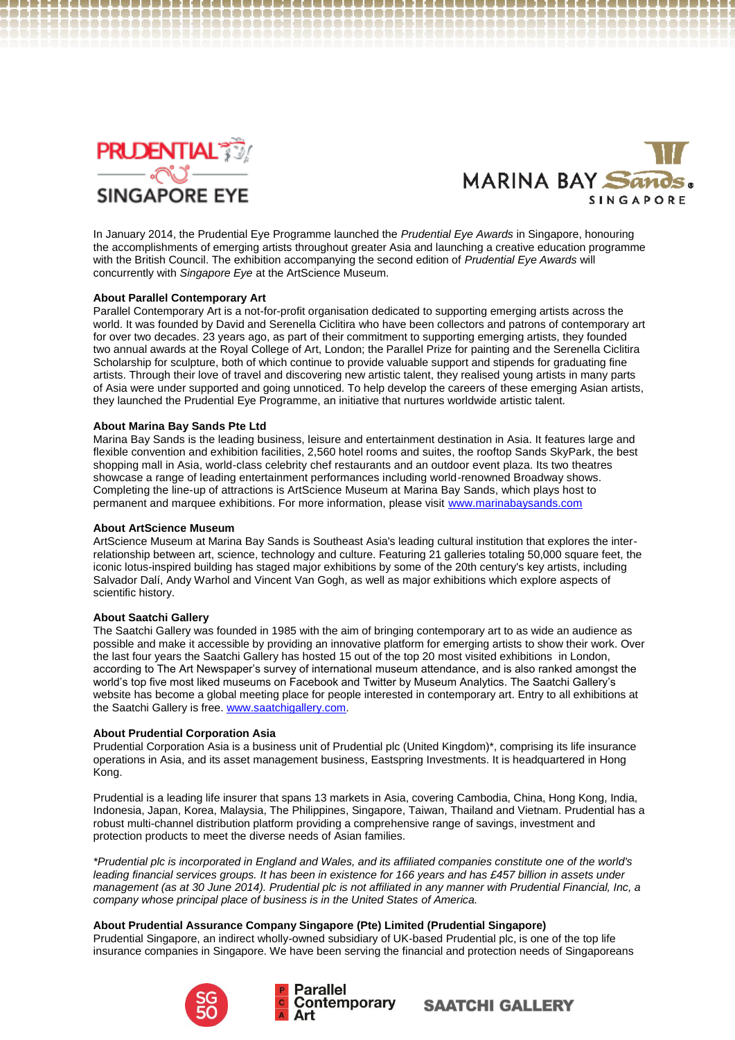In January 2014, the Prudential Eye Programme launched the *Prudential Eye Awards* in Singapore, honouring the accomplishments of emerging artists throughout greater Asia and launching a creative education programme with the British Council. The exhibition accompanying the second edition of *Prudential Eye Awards* will concurrently with *Singapore Eye* at the ArtScience Museum.

**About Parallel Contemporary Art**

Parallel Contemporary Art is a not-for-profit organisation dedicated to supporting emerging artists across the world. It was founded by David and Serenella Ciclitira who have been collectors and patrons of contemporary art for over two decades. 23 years ago, as part of their commitment to supporting emerging artists, they founded two annual awards at the Royal College of Art, London; the Parallel Prize for painting and the Serenella Ciclitira Scholarship for sculpture, both of which continue to provide valuable support and stipends for graduating fine artists. Through their love of travel and discovering new artistic talent, they realised young artists in many parts of Asia were under supported and going unnoticed. To help develop the careers of these emerging Asian artists, they launched the Prudential Eye Programme, an initiative that nurtures worldwide artistic talent.

**About Marina Bay Sands Pte Ltd**

Marina Bay Sands is the leading business, leisure and entertainment destination in Asia. It features large and flexible convention and exhibition facilities, 2,560 hotel rooms and suites, the rooftop Sands SkyPark, the best shopping mall in Asia, world-class celebrity chef restaurants and an outdoor event plaza. Its two theatres showcase a range of leading entertainment performances including world-renowned Broadway shows. Completing the line-up of attractions is ArtScience Museum at Marina Bay Sands, which plays host to permanent and marquee exhibitions. For more information, please visit www.marinabaysands.com

**About ArtScience Museum**

ArtScience Museum at Marina Bay Sands is Southeast Asia's leading cultural institution that explores the inter-relationship between art, science, technology and culture. Featuring 21 galleries totaling 50,000 square feet, the iconic lotus-inspired building has staged major exhibitions by some of the 20th century's key artists, including Salvador Dalí, Andy Warhol and Vincent Van Gogh, as well as major exhibitions which explore aspects of scientific history.

**About Saatchi Gallery**

The Saatchi Gallery was founded in 1985 with the aim of bringing contemporary art to as wide an audience as possible and make it accessible by providing an innovative platform for emerging artists to show their work. Over the last four years the Saatchi Gallery has hosted 15 out of the top 20 most visited exhibitions in London, according to The Art Newspaper's survey of international museum attendance, and is also ranked amongst the world's top five most liked museums on Facebook and Twitter by Museum Analytics. The Saatchi Gallery's website has become a global meeting place for people interested in contemporary art. Entry to all exhibitions at the Saatchi Gallery is free. www.saatchigallery.com.

**About Prudential Corporation Asia**

Prudential Corporation Asia is a business unit of Prudential plc (United Kingdom)*, comprising its life insurance operations in Asia, and its asset management business, Eastspring Investments. It is headquartered in Hong Kong.

Prudential is a leading life insurer that spans 13 markets in Asia, covering Cambodia, China, Hong Kong, India, Indonesia, Japan, Korea, Malaysia, The Philippines, Singapore, Taiwan, Thailand and Vietnam. Prudential has a robust multi-channel distribution platform providing a comprehensive range of savings, investment and protection products to meet the diverse needs of Asian families.

*\*Prudential plc is incorporated in England and Wales, and its affiliated companies constitute one of the world's leading financial services groups. It has been in existence for 166 years and has £457 billion in assets under management (as at 30 June 2014). Prudential plc is not affiliated in any manner with Prudential Financial, Inc, a company whose principal place of business is in the United States of America.*

**About Prudential Assurance Company Singapore (Pte) Limited (Prudential Singapore)**

Prudential Singapore, an indirect wholly-owned subsidiary of UK-based Prudential plc, is one of the top life insurance companies in Singapore. We have been serving the financial and protection needs of Singaporeans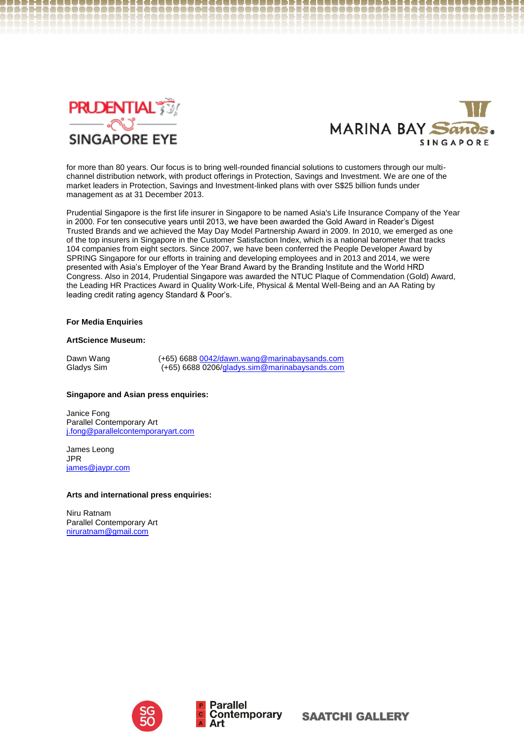for more than 80 years. Our focus is to bring well-rounded financial solutions to customers through our multi-channel distribution network, with product offerings in Protection, Savings and Investment. We are one of the market leaders in Protection, Savings and Investment-linked plans with over S$25 billion funds under management as at 31 December 2013.

Prudential Singapore is the first life insurer in Singapore to be named Asia's Life Insurance Company of the Year in 2000. For ten consecutive years until 2013, we have been awarded the Gold Award in Reader's Digest Trusted Brands and we achieved the May Day Model Partnership Award in 2009. In 2010, we emerged as one of the top insurers in Singapore in the Customer Satisfaction Index, which is a national barometer that tracks 104 companies from eight sectors. Since 2007, we have been conferred the People Developer Award by SPRING Singapore for our efforts in training and developing employees and in 2013 and 2014, we were presented with Asia's Employer of the Year Brand Award by the Branding Institute and the World HRD Congress. Also in 2014, Prudential Singapore was awarded the NTUC Plaque of Commendation (Gold) Award, the Leading HR Practices Award in Quality Work-Life, Physical & Mental Well-Being and an AA Rating by leading credit rating agency Standard & Poor's.

**For Media Enquiries**

**ArtScience Museum:**

Dawn Wang (+65) 6688 0042/dawn.wang@marinabaysands.com
Gladys Sim (+65) 6688 0206/gladys.sim@marinabaysands.com

**Singapore and Asian press enquiries:**

Janice Fong
Parallel Contemporary Art
j.fong@parallelcontemporaryart.com

James Leong
JPR
james@jaypr.com

**Arts and international press enquiries:**

Niru Ratnam
Parallel Contemporary Art
niruratnam@gmail.com